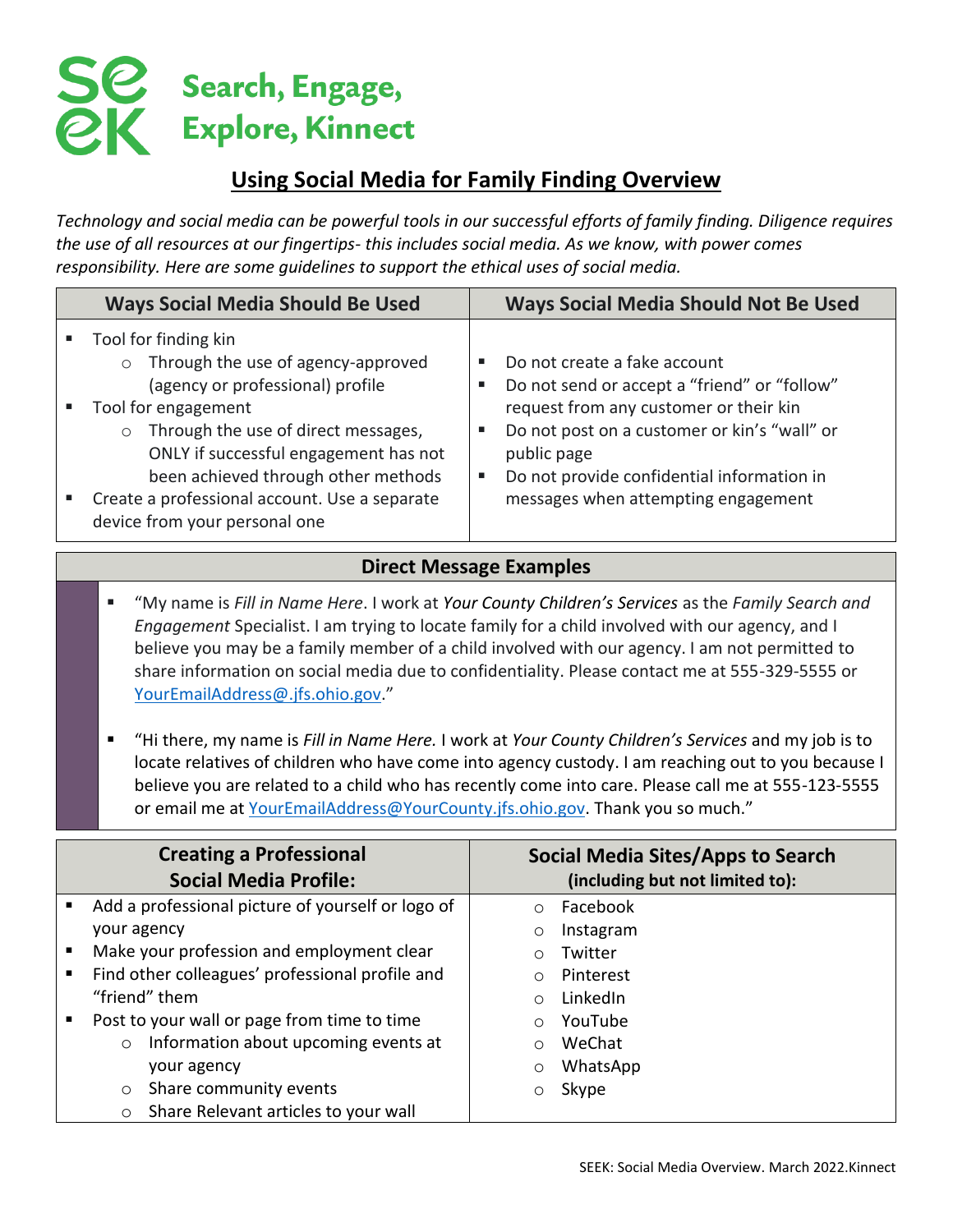# Search, Engage, Explore, Kinnect

## Using Social Media for Family Finding Overview

*Technology and social media can be powerful tools in our successful efforts of family finding. Diligence requires the use of all resources at our fingertips- this includes social media. As we know, with power comes responsibility. Here are some guidelines to support the ethical uses of social media.*

| Ways Social Media Should Be Used | Ways Social Media Should Not Be Used |
|---|---|
| ▪ Tool for finding kin<br>&nbsp;&nbsp;○ Through the use of agency-approved (agency or professional) profile<br>▪ Tool for engagement<br>&nbsp;&nbsp;○ Through the use of direct messages, ONLY if successful engagement has not been achieved through other methods<br>▪ Create a professional account. Use a separate device from your personal one | ▪ Do not create a fake account<br>▪ Do not send or accept a "friend" or "follow" request from any customer or their kin<br>▪ Do not post on a customer or kin's "wall" or public page<br>▪ Do not provide confidential information in messages when attempting engagement |

### Direct Message Examples

- "My name is *Fill in Name Here*. I work at *Your County Children's Services* as the *Family Search and Engagement* Specialist. I am trying to locate family for a child involved with our agency, and I believe you may be a family member of a child involved with our agency. I am not permitted to share information on social media due to confidentiality. Please contact me at 555-329-5555 or YourEmailAddress@.jfs.ohio.gov."
- "Hi there, my name is *Fill in Name Here.* I work at *Your County Children's Services* and my job is to locate relatives of children who have come into agency custody. I am reaching out to you because I believe you are related to a child who has recently come into care. Please call me at 555-123-5555 or email me at YourEmailAddress@YourCounty.jfs.ohio.gov. Thank you so much."

| Creating a Professional Social Media Profile: | Social Media Sites/Apps to Search (including but not limited to): |
|---|---|
| ▪ Add a professional picture of yourself or logo of your agency<br>▪ Make your profession and employment clear<br>▪ Find other colleagues' professional profile and "friend" them<br>▪ Post to your wall or page from time to time<br>&nbsp;&nbsp;○ Information about upcoming events at your agency<br>&nbsp;&nbsp;○ Share community events<br>&nbsp;&nbsp;○ Share Relevant articles to your wall | ○ Facebook<br>○ Instagram<br>○ Twitter<br>○ Pinterest<br>○ LinkedIn<br>○ YouTube<br>○ WeChat<br>○ WhatsApp<br>○ Skype |

SEEK: Social Media Overview. March 2022.Kinnect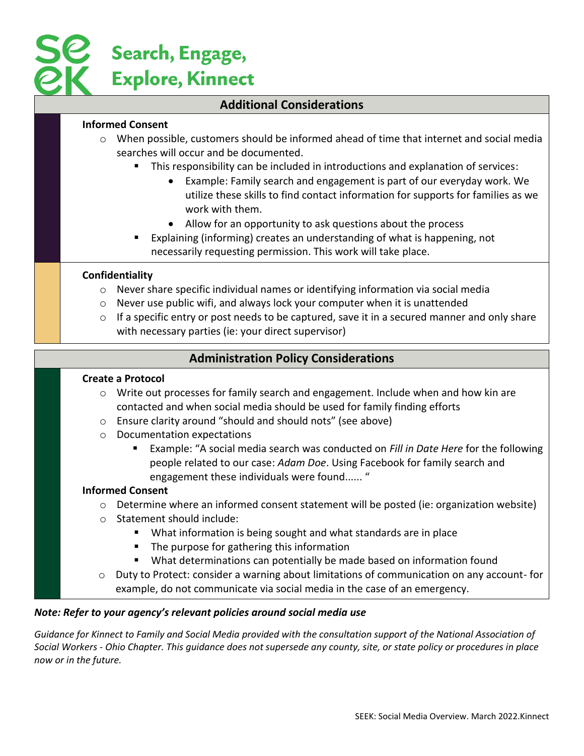# Search, Engage, Explore, Kinnect

## Additional Considerations

**Informed Consent**

- When possible, customers should be informed ahead of time that internet and social media searches will occur and be documented.
  - This responsibility can be included in introductions and explanation of services:
    - Example: Family search and engagement is part of our everyday work. We utilize these skills to find contact information for supports for families as we work with them.
    - Allow for an opportunity to ask questions about the process
  - Explaining (informing) creates an understanding of what is happening, not necessarily requesting permission. This work will take place.

**Confidentiality**

- Never share specific individual names or identifying information via social media
- Never use public wifi, and always lock your computer when it is unattended
- If a specific entry or post needs to be captured, save it in a secured manner and only share with necessary parties (ie: your direct supervisor)

## Administration Policy Considerations

**Create a Protocol**

- Write out processes for family search and engagement. Include when and how kin are contacted and when social media should be used for family finding efforts
- Ensure clarity around "should and should nots" (see above)
- Documentation expectations
  - Example: "A social media search was conducted on *Fill in Date Here* for the following people related to our case: *Adam Doe*. Using Facebook for family search and engagement these individuals were found...... "

**Informed Consent**

- Determine where an informed consent statement will be posted (ie: organization website)
- Statement should include:
  - What information is being sought and what standards are in place
  - The purpose for gathering this information
  - What determinations can potentially be made based on information found
- Duty to Protect: consider a warning about limitations of communication on any account- for example, do not communicate via social media in the case of an emergency.

***Note: Refer to your agency's relevant policies around social media use***

*Guidance for Kinnect to Family and Social Media provided with the consultation support of the National Association of Social Workers - Ohio Chapter. This guidance does not supersede any county, site, or state policy or procedures in place now or in the future.*

SEEK: Social Media Overview. March 2022.Kinnect